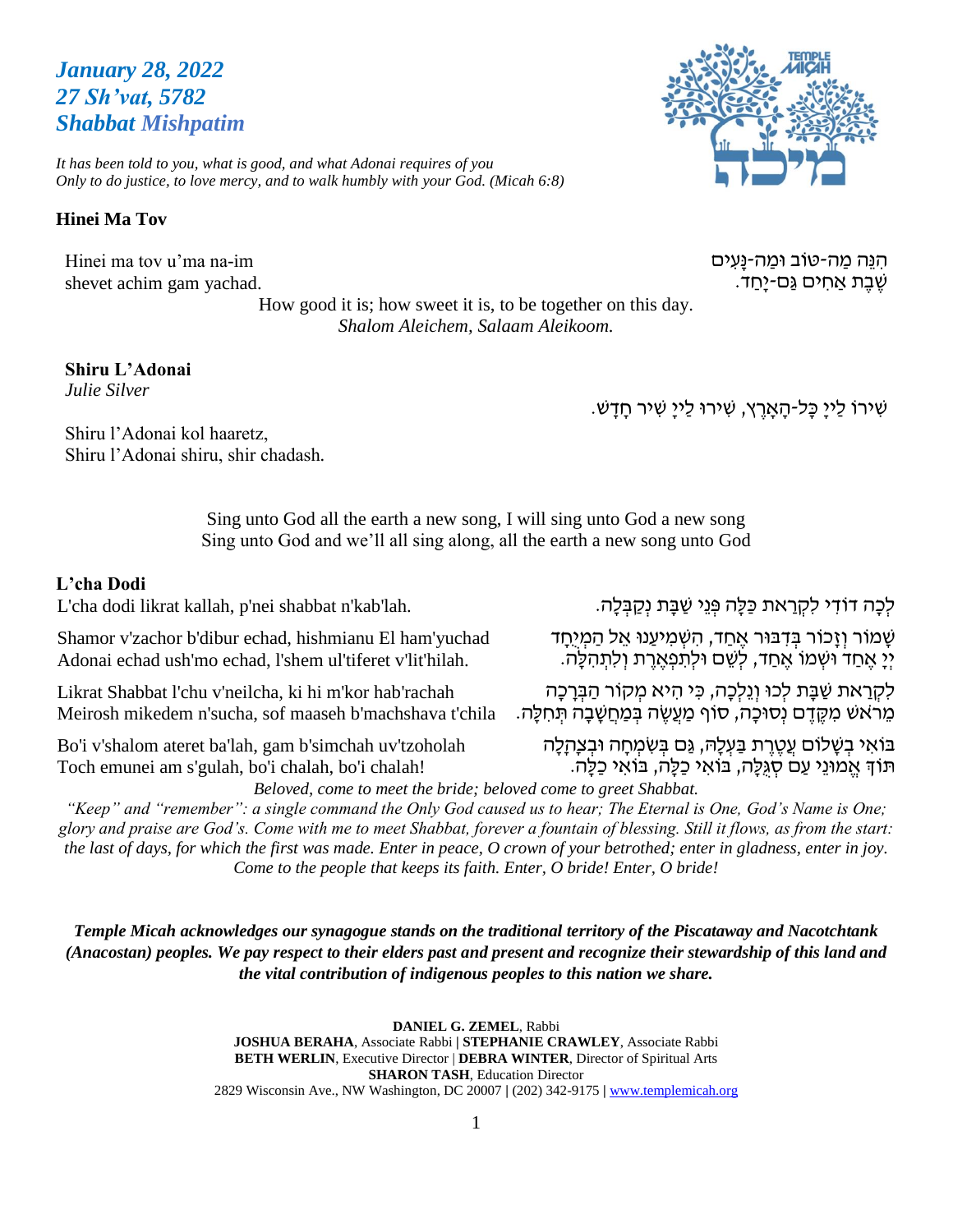***January 28, 2022***
***27 Sh'vat, 5782***
***Shabbat Mishpatim***

*It has been told to you, what is good, and what Adonai requires of you*
*Only to do justice, to love mercy, and to walk humbly with your God. (Micah 6:8)*

**Hinei Ma Tov**

Hinei ma tov u'ma na-im
shevet achim gam yachad.

הִנֵּה מַה-טּוֹב וּמַה-נָּעִים
שֶׁבֶת אַחִים גַּם-יָחַד.

How good it is; how sweet it is, to be together on this day.
*Shalom Aleichem, Salaam Aleikoom.*

**Shiru L'Adonai**
*Julie Silver*

שִׁירוּ לַייָ כָּל-הָאָרֶץ, שִׁירוּ לַייָ שִׁיר חָדָשׁ.

Shiru l'Adonai kol haaretz,
Shiru l'Adonai shiru, shir chadash.

Sing unto God all the earth a new song, I will sing unto God a new song
Sing unto God and we'll all sing along, all the earth a new song unto God

**L'cha Dodi**

L'cha dodi likrat kallah, p'nei shabbat n'kab'lah.

לְכָה דוֹדִי לִקְרַאת כַּלָּה פְּנֵי שַׁבָּת נְקַבְּלָה.

Shamor v'zachor b'dibur echad, hishmianu El ham'yuchad
Adonai echad ush'mo echad, l'shem ul'tiferet v'lit'hilah.

שָׁמוֹר וְזָכוֹר בְּדִבּוּר אֶחָד, הִשְׁמִיעָנוּ אֵל הַמְיֻחָד
יְיָ אֶחָד וּשְׁמוֹ אֶחָד, לְשֵׁם וּלְתִפְאֶרֶת וְלִתְהִלָּה.

Likrat Shabbat l'chu v'neilcha, ki hi m'kor hab'rachah
Meirosh mikedem n'sucha, sof maaseh b'machshava t'chila

לִקְרַאת שַׁבָּת לְכוּ וְנֵלְכָה, כִּי הִיא מְקוֹר הַבְּרָכָה
מֵרֹאשׁ מִקֶּדֶם נְסוּכָה, סוֹף מַעֲשֶׂה בְּמַחֲשָׁבָה תְּחִלָּה.

Bo'i v'shalom ateret ba'lah, gam b'simchah uv'tzoholah
Toch emunei am s'gulah, bo'i chalah, bo'i chalah!

בּוֹאִי בְשָׁלוֹם עֲטֶרֶת בַּעְלָהּ, גַּם בְּשִׂמְחָה וּבְצָהֳלָה
תּוֹךְ אֱמוּנֵי עַם סְגֻלָּה, בּוֹאִי כַלָּה, בּוֹאִי כַלָּה.

*Beloved, come to meet the bride; beloved come to greet Shabbat.*
*"Keep" and "remember": a single command the Only God caused us to hear; The Eternal is One, God's Name is One; glory and praise are God's. Come with me to meet Shabbat, forever a fountain of blessing. Still it flows, as from the start: the last of days, for which the first was made. Enter in peace, O crown of your betrothed; enter in gladness, enter in joy. Come to the people that keeps its faith. Enter, O bride! Enter, O bride!*

***Temple Micah acknowledges our synagogue stands on the traditional territory of the Piscataway and Nacotchtank (Anacostan) peoples. We pay respect to their elders past and present and recognize their stewardship of this land and the vital contribution of indigenous peoples to this nation we share.***

**DANIEL G. ZEMEL**, Rabbi
**JOSHUA BERAHA**, Associate Rabbi | **STEPHANIE CRAWLEY**, Associate Rabbi
**BETH WERLIN**, Executive Director | **DEBRA WINTER**, Director of Spiritual Arts
**SHARON TASH**, Education Director
2829 Wisconsin Ave., NW Washington, DC 20007 | (202) 342-9175 | www.templemicah.org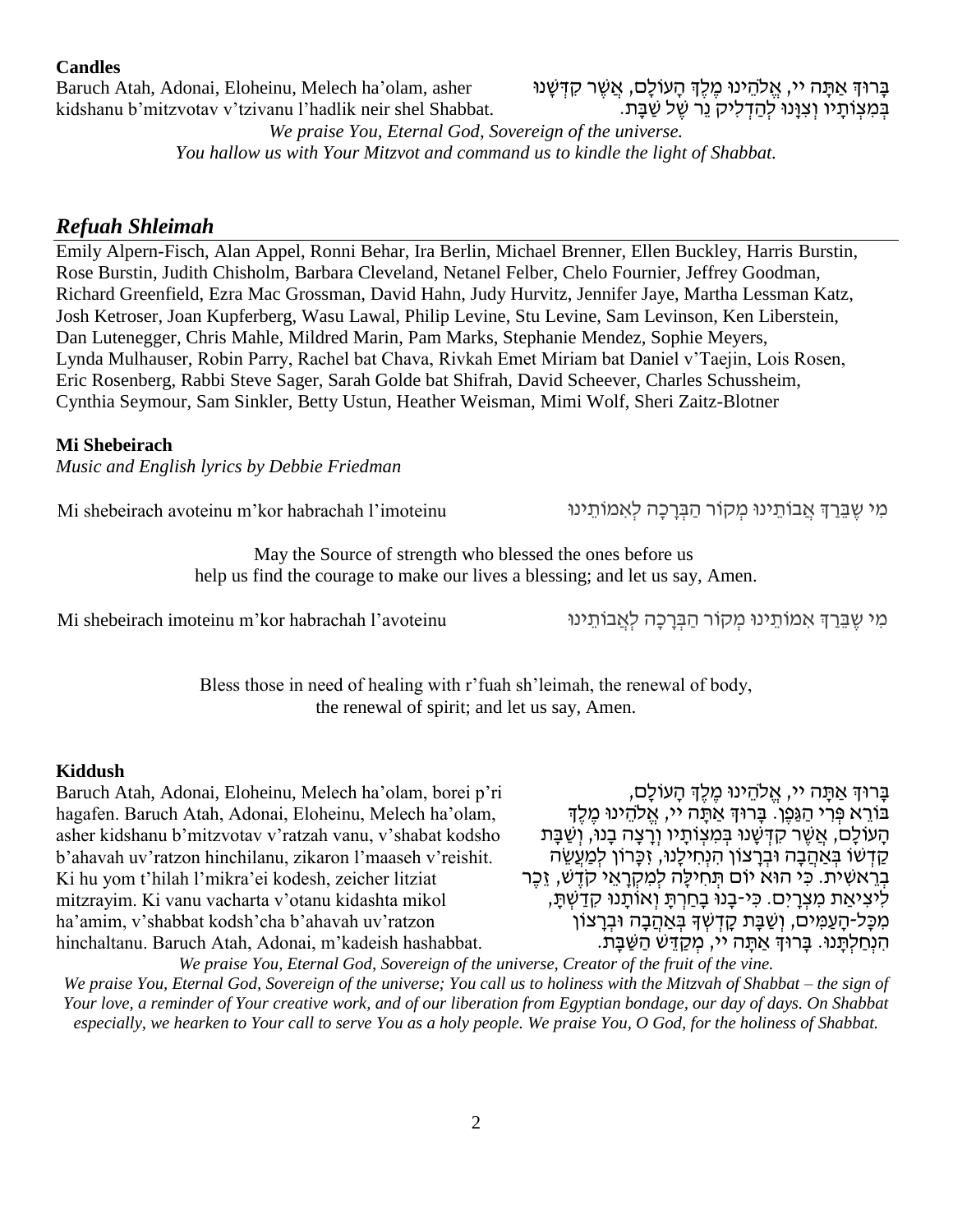**Candles**

Baruch Atah, Adonai, Eloheinu, Melech ha'olam, asher kidshanu b'mitzvotav v'tzivanu l'hadlik neir shel Shabbat.

בָּרוּךְ אַתָּה יי, אֱלֹהֵינוּ מֶלֶךְ הָעוֹלָם, אֲשֶׁר קִדְּשָׁנוּ בְּמִצְוֹתָיו וְצִוָּנוּ לְהַדְלִיק נֵר שֶׁל שַׁבָּת.

*We praise You, Eternal God, Sovereign of the universe.*
*You hallow us with Your Mitzvot and command us to kindle the light of Shabbat.*

## *Refuah Shleimah*

Emily Alpern-Fisch, Alan Appel, Ronni Behar, Ira Berlin, Michael Brenner, Ellen Buckley, Harris Burstin, Rose Burstin, Judith Chisholm, Barbara Cleveland, Netanel Felber, Chelo Fournier, Jeffrey Goodman, Richard Greenfield, Ezra Mac Grossman, David Hahn, Judy Hurvitz, Jennifer Jaye, Martha Lessman Katz, Josh Ketroser, Joan Kupferberg, Wasu Lawal, Philip Levine, Stu Levine, Sam Levinson, Ken Liberstein, Dan Lutenegger, Chris Mahle, Mildred Marin, Pam Marks, Stephanie Mendez, Sophie Meyers, Lynda Mulhauser, Robin Parry, Rachel bat Chava, Rivkah Emet Miriam bat Daniel v'Taejin, Lois Rosen, Eric Rosenberg, Rabbi Steve Sager, Sarah Golde bat Shifrah, David Scheever, Charles Schussheim, Cynthia Seymour, Sam Sinkler, Betty Ustun, Heather Weisman, Mimi Wolf, Sheri Zaitz-Blotner

**Mi Shebeirach**

*Music and English lyrics by Debbie Friedman*

Mi shebeirach avoteinu m'kor habrachah l'imoteinu

מִי שֶׁבֵּרַךְ אֲבוֹתֵינוּ מְקוֹר הַבְּרָכָה לְאִמּוֹתֵינוּ

May the Source of strength who blessed the ones before us
help us find the courage to make our lives a blessing; and let us say, Amen.

Mi shebeirach imoteinu m'kor habrachah l'avoteinu

מִי שֶׁבֵּרַךְ אִמּוֹתֵינוּ מְקוֹר הַבְּרָכָה לַאֲבוֹתֵינוּ

Bless those in need of healing with r'fuah sh'leimah, the renewal of body,
the renewal of spirit; and let us say, Amen.

**Kiddush**

Baruch Atah, Adonai, Eloheinu, Melech ha'olam, borei p'ri hagafen. Baruch Atah, Adonai, Eloheinu, Melech ha'olam, asher kidshanu b'mitzvotav v'ratzah vanu, v'shabat kodsho b'ahavah uv'ratzon hinchilanu, zikaron l'maaseh v'reishit. Ki hu yom t'hilah l'mikra'ei kodesh, zeicher litziat mitzrayim. Ki vanu vacharta v'otanu kidashta mikol ha'amim, v'shabbat kodsh'cha b'ahavah uv'ratzon hinchaltanu. Baruch Atah, Adonai, m'kadeish hashabbat.

בָּרוּךְ אַתָּה יי, אֱלֹהֵינוּ מֶלֶךְ הָעוֹלָם, בּוֹרֵא פְּרִי הַגָּפֶן. בָּרוּךְ אַתָּה יי, אֱלֹהֵינוּ מֶלֶךְ הָעוֹלָם, אֲשֶׁר קִדְּשָׁנוּ בְּמִצְוֹתָיו וְרָצָה בָנוּ, וְשַׁבַּת קָדְשׁוֹ בְּאַהֲבָה וּבְרָצוֹן הִנְחִילָנוּ, זִכָּרוֹן לְמַעֲשֵׂה בְרֵאשִׁית. כִּי הוּא יוֹם תְּחִלָּה לְמִקְרָאֵי קֹדֶשׁ, זֵכֶר לִיצִיאַת מִצְרָיִם. כִּי-בָנוּ בָחַרְתָּ וְאוֹתָנוּ קִדַּשְׁתָּ, מִכָּל-הָעַמִּים, וְשַׁבַּת קָדְשְׁךָ בְּאַהֲבָה וּבְרָצוֹן הִנְחַלְתָּנוּ. בָּרוּךְ אַתָּה יי, מְקַדֵּשׁ הַשַּׁבָּת.

*We praise You, Eternal God, Sovereign of the universe, Creator of the fruit of the vine.*
*We praise You, Eternal God, Sovereign of the universe; You call us to holiness with the Mitzvah of Shabbat – the sign of Your love, a reminder of Your creative work, and of our liberation from Egyptian bondage, our day of days. On Shabbat especially, we hearken to Your call to serve You as a holy people. We praise You, O God, for the holiness of Shabbat.*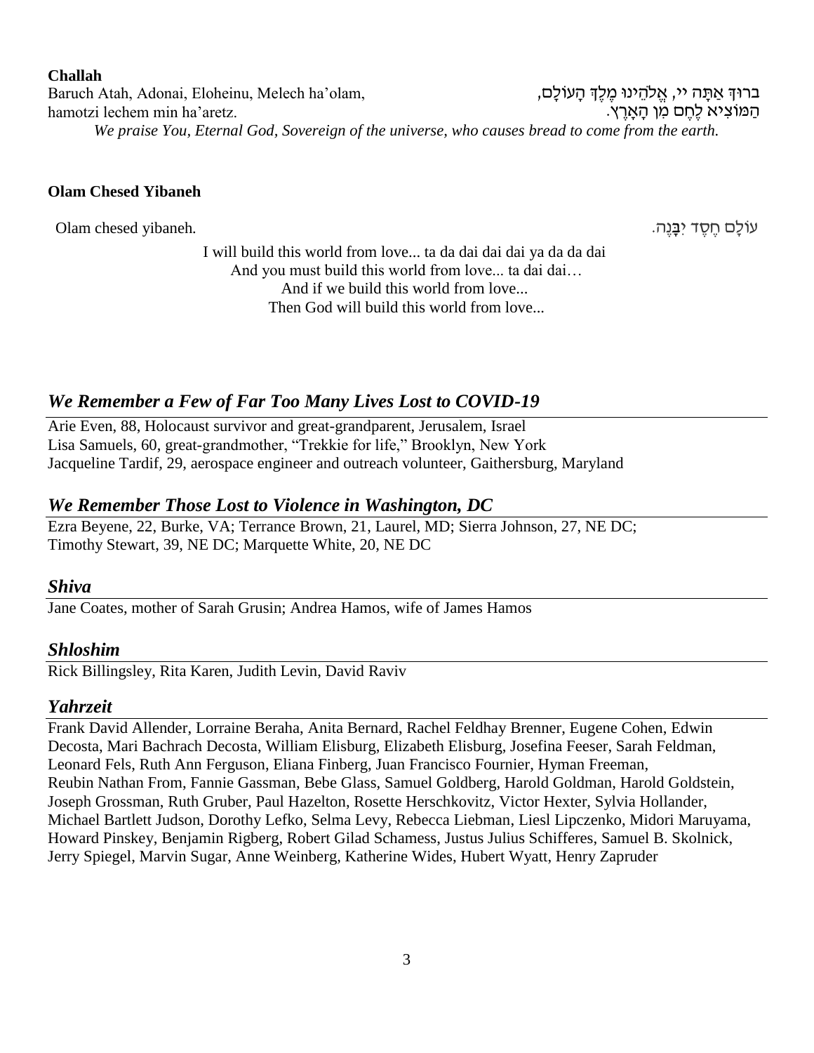**Challah**

Baruch Atah, Adonai, Eloheinu, Melech ha'olam,
hamotzi lechem min ha'aretz.

בָּרוּךְ אַתָּה יי, אֱלֹהֵינוּ מֶלֶךְ הָעוֹלָם,
הַמּוֹצִיא לֶחֶם מִן הָאָרֶץ.

*We praise You, Eternal God, Sovereign of the universe, who causes bread to come from the earth.*

**Olam Chesed Yibaneh**

Olam chesed yibaneh.

עוֹלָם חֶסֶד יִבָּנֶה.

I will build this world from love... ta da dai dai dai ya da da dai
And you must build this world from love... ta dai dai…
And if we build this world from love...
Then God will build this world from love...

## *We Remember a Few of Far Too Many Lives Lost to COVID-19*

Arie Even, 88, Holocaust survivor and great-grandparent, Jerusalem, Israel
Lisa Samuels, 60, great-grandmother, "Trekkie for life," Brooklyn, New York
Jacqueline Tardif, 29, aerospace engineer and outreach volunteer, Gaithersburg, Maryland

## *We Remember Those Lost to Violence in Washington, DC*

Ezra Beyene, 22, Burke, VA; Terrance Brown, 21, Laurel, MD; Sierra Johnson, 27, NE DC; Timothy Stewart, 39, NE DC; Marquette White, 20, NE DC

## *Shiva*

Jane Coates, mother of Sarah Grusin; Andrea Hamos, wife of James Hamos

## *Shloshim*

Rick Billingsley, Rita Karen, Judith Levin, David Raviv

## *Yahrzeit*

Frank David Allender, Lorraine Beraha, Anita Bernard, Rachel Feldhay Brenner, Eugene Cohen, Edwin Decosta, Mari Bachrach Decosta, William Elisburg, Elizabeth Elisburg, Josefina Feeser, Sarah Feldman, Leonard Fels, Ruth Ann Ferguson, Eliana Finberg, Juan Francisco Fournier, Hyman Freeman, Reubin Nathan From, Fannie Gassman, Bebe Glass, Samuel Goldberg, Harold Goldman, Harold Goldstein, Joseph Grossman, Ruth Gruber, Paul Hazelton, Rosette Herschkovitz, Victor Hexter, Sylvia Hollander, Michael Bartlett Judson, Dorothy Lefko, Selma Levy, Rebecca Liebman, Liesl Lipczenko, Midori Maruyama, Howard Pinskey, Benjamin Rigberg, Robert Gilad Schamess, Justus Julius Schifferes, Samuel B. Skolnick, Jerry Spiegel, Marvin Sugar, Anne Weinberg, Katherine Wides, Hubert Wyatt, Henry Zapruder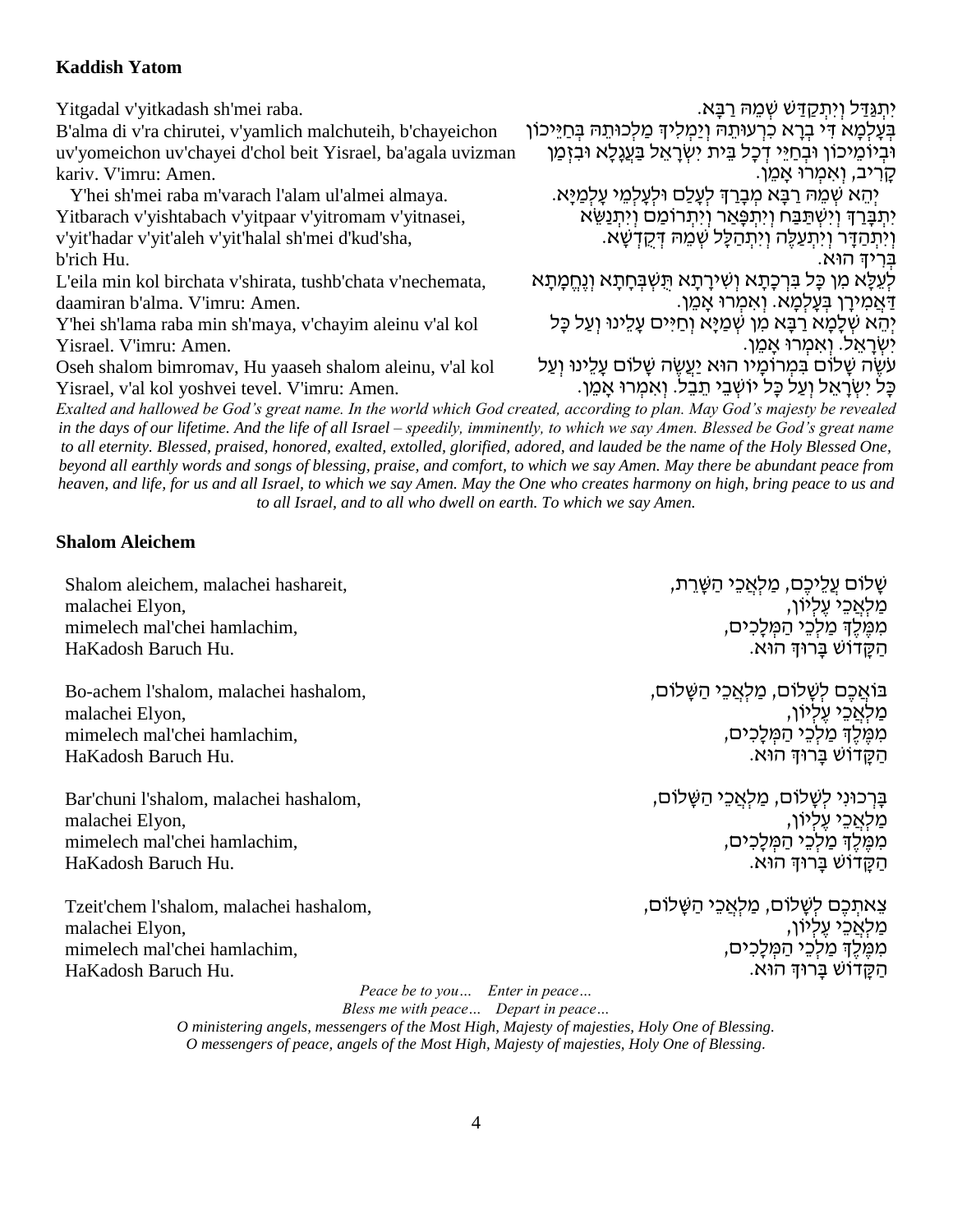**Kaddish Yatom**

Yitgadal v'yitkadash sh'mei raba.
B'alma di v'ra chirutei, v'yamlich malchuteih, b'chayeichon uv'yomeichon uv'chayei d'chol beit Yisrael, ba'agala uvizman kariv. V'imru: Amen.
Y'hei sh'mei raba m'varach l'alam ul'almei almaya.
Yitbarach v'yishtabach v'yitpaar v'yitromam v'yitnasei, v'yit'hadar v'yit'aleh v'yit'halal sh'mei d'kud'sha, b'rich Hu.
L'eila min kol birchata v'shirata, tushb'chata v'nechemata, daamiran b'alma. V'imru: Amen.
Y'hei sh'lama raba min sh'maya, v'chayim aleinu v'al kol Yisrael. V'imru: Amen.
Oseh shalom bimromav, Hu yaaseh shalom aleinu, v'al kol Yisrael, v'al kol yoshvei tevel. V'imru: Amen.

יִתְגַּדַּל וְיִתְקַדַּשׁ שְׁמֵהּ רַבָּא.
בְּעָלְמָא דִּי בְרָא כִרְעוּתֵהּ וְיַמְלִיךְ מַלְכוּתֵהּ בְּחַיֵּיכוֹן וּבְיוֹמֵיכוֹן וּבְחַיֵּי דְכָל בֵּית יִשְׂרָאֵל בַּעֲגָלָא וּבִזְמַן קָרִיב, וְאִמְרוּ אָמֵן.
יְהֵא שְׁמֵהּ רַבָּא מְבָרַךְ לְעָלַם וּלְעָלְמֵי עָלְמַיָּא.
יִתְבָּרַךְ וְיִשְׁתַּבַּח וְיִתְפָּאַר וְיִתְרוֹמַם וְיִתְנַשֵּׂא וְיִתְהַדָּר וְיִתְעַלֶּה וְיִתְהַלָּל שְׁמֵהּ דְּקֻדְשָׁא.
בְּרִיךְ הוּא.
לְעֵלָּא מִן כָּל בִּרְכָתָא וְשִׁירָתָא תֻּשְׁבְּחָתָא וְנֶחֱמָתָא דַּאֲמִירָן בְּעָלְמָא. וְאִמְרוּ אָמֵן.
יְהֵא שְׁלָמָא רַבָּא מִן שְׁמַיָּא וְחַיִּים עָלֵינוּ וְעַל כָּל יִשְׂרָאֵל. וְאִמְרוּ אָמֵן.
עֹשֶׂה שָׁלוֹם בִּמְרוֹמָיו הוּא יַעֲשֶׂה שָׁלוֹם עָלֵינוּ וְעַל כָּל יִשְׂרָאֵל וְעַל כָּל יוֹשְׁבֵי תֵבֵל. וְאִמְרוּ אָמֵן.

*Exalted and hallowed be God's great name. In the world which God created, according to plan. May God's majesty be revealed in the days of our lifetime. And the life of all Israel – speedily, imminently, to which we say Amen. Blessed be God's great name to all eternity. Blessed, praised, honored, exalted, extolled, glorified, adored, and lauded be the name of the Holy Blessed One, beyond all earthly words and songs of blessing, praise, and comfort, to which we say Amen. May there be abundant peace from heaven, and life, for us and all Israel, to which we say Amen. May the One who creates harmony on high, bring peace to us and to all Israel, and to all who dwell on earth. To which we say Amen.*

**Shalom Aleichem**

Shalom aleichem, malachei hashareit,
malachei Elyon,
mimelech mal'chei hamlachim,
HaKadosh Baruch Hu.

שָׁלוֹם עֲלֵיכֶם, מַלְאֲכֵי הַשָּׁרֵת,
מַלְאֲכֵי עֶלְיוֹן,
מִמֶּלֶךְ מַלְכֵי הַמְּלָכִים,
הַקָּדוֹשׁ בָּרוּךְ הוּא.

Bo-achem l'shalom, malachei hashalom,
malachei Elyon,
mimelech mal'chei hamlachim,
HaKadosh Baruch Hu.

בּוֹאֲכֶם לְשָׁלוֹם, מַלְאֲכֵי הַשָּׁלוֹם,
מַלְאֲכֵי עֶלְיוֹן,
מִמֶּלֶךְ מַלְכֵי הַמְּלָכִים,
הַקָּדוֹשׁ בָּרוּךְ הוּא.

Bar'chuni l'shalom, malachei hashalom,
malachei Elyon,
mimelech mal'chei hamlachim,
HaKadosh Baruch Hu.

בָּרְכוּנִי לְשָׁלוֹם, מַלְאֲכֵי הַשָּׁלוֹם,
מַלְאֲכֵי עֶלְיוֹן,
מִמֶּלֶךְ מַלְכֵי הַמְּלָכִים,
הַקָּדוֹשׁ בָּרוּךְ הוּא.

Tzeit'chem l'shalom, malachei hashalom,
malachei Elyon,
mimelech mal'chei hamlachim,
HaKadosh Baruch Hu.

צֵאתְכֶם לְשָׁלוֹם, מַלְאֲכֵי הַשָּׁלוֹם,
מַלְאֲכֵי עֶלְיוֹן,
מִמֶּלֶךְ מַלְכֵי הַמְּלָכִים,
הַקָּדוֹשׁ בָּרוּךְ הוּא.

*Peace be to you… Enter in peace…*
*Bless me with peace… Depart in peace…*
*O ministering angels, messengers of the Most High, Majesty of majesties, Holy One of Blessing.*
*O messengers of peace, angels of the Most High, Majesty of majesties, Holy One of Blessing.*